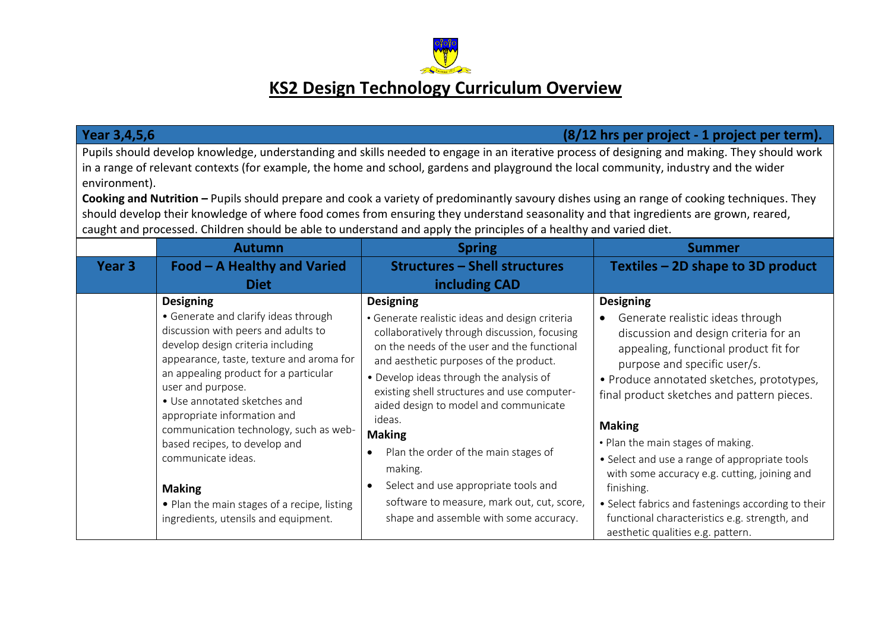# KS2 Design Technology Curriculum Overview

**Year 3,4,5,6** **(8/12 hrs per project - 1 project per term).**

Pupils should develop knowledge, understanding and skills needed to engage in an iterative process of designing and making. They should work in a range of relevant contexts (for example, the home and school, gardens and playground the local community, industry and the wider environment).

**Cooking and Nutrition –** Pupils should prepare and cook a variety of predominantly savoury dishes using an range of cooking techniques. They should develop their knowledge of where food comes from ensuring they understand seasonality and that ingredients are grown, reared, caught and processed. Children should be able to understand and apply the principles of a healthy and varied diet.

| | Autumn | Spring | Summer |
|---|---|---|---|
| **Year 3** | **Food – A Healthy and Varied Diet** | **Structures – Shell structures including CAD** | **Textiles – 2D shape to 3D product** |
| | **Designing**<br>• Generate and clarify ideas through discussion with peers and adults to develop design criteria including appearance, taste, texture and aroma for an appealing product for a particular user and purpose.<br>• Use annotated sketches and appropriate information and communication technology, such as web-based recipes, to develop and communicate ideas.<br><br>**Making**<br>• Plan the main stages of a recipe, listing ingredients, utensils and equipment. | **Designing**<br>• Generate realistic ideas and design criteria collaboratively through discussion, focusing on the needs of the user and the functional and aesthetic purposes of the product.<br>• Develop ideas through the analysis of existing shell structures and use computer-aided design to model and communicate ideas.<br>**Making**<br>• Plan the order of the main stages of making.<br>• Select and use appropriate tools and software to measure, mark out, cut, score, shape and assemble with some accuracy. | **Designing**<br>• Generate realistic ideas through discussion and design criteria for an appealing, functional product fit for purpose and specific user/s.<br>• Produce annotated sketches, prototypes, final product sketches and pattern pieces.<br><br>**Making**<br>• Plan the main stages of making.<br>• Select and use a range of appropriate tools with some accuracy e.g. cutting, joining and finishing.<br>• Select fabrics and fastenings according to their functional characteristics e.g. strength, and aesthetic qualities e.g. pattern. |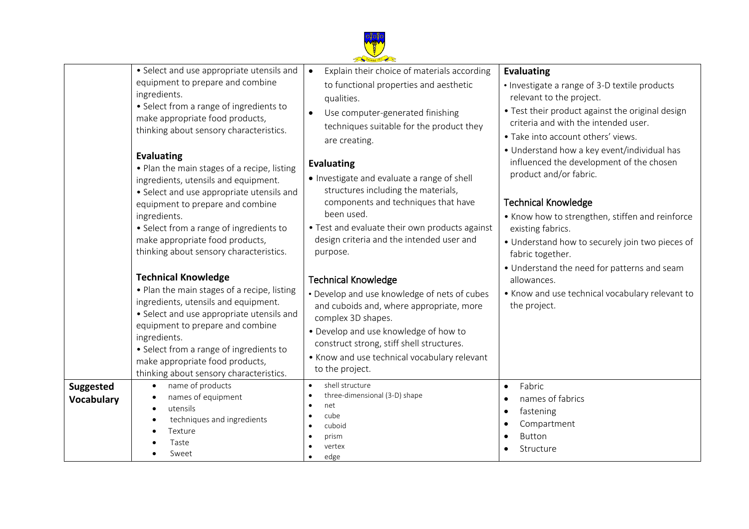| | | | |
|---|---|---|---|
| | • Select and use appropriate utensils and equipment to prepare and combine ingredients.<br>• Select from a range of ingredients to make appropriate food products, thinking about sensory characteristics.<br><br>**Evaluating**<br>• Plan the main stages of a recipe, listing ingredients, utensils and equipment.<br>• Select and use appropriate utensils and equipment to prepare and combine ingredients.<br>• Select from a range of ingredients to make appropriate food products, thinking about sensory characteristics.<br><br>**Technical Knowledge**<br>• Plan the main stages of a recipe, listing ingredients, utensils and equipment.<br>• Select and use appropriate utensils and equipment to prepare and combine ingredients.<br>• Select from a range of ingredients to make appropriate food products, thinking about sensory characteristics. | • Explain their choice of materials according to functional properties and aesthetic qualities.<br>• Use computer-generated finishing techniques suitable for the product they are creating.<br><br>**Evaluating**<br>• Investigate and evaluate a range of shell structures including the materials, components and techniques that have been used.<br>• Test and evaluate their own products against design criteria and the intended user and purpose.<br><br>**Technical Knowledge**<br>• Develop and use knowledge of nets of cubes and cuboids and, where appropriate, more complex 3D shapes.<br>• Develop and use knowledge of how to construct strong, stiff shell structures.<br>• Know and use technical vocabulary relevant to the project. | **Evaluating**<br>• Investigate a range of 3-D textile products relevant to the project.<br>• Test their product against the original design criteria and with the intended user.<br>• Take into account others' views.<br>• Understand how a key event/individual has influenced the development of the chosen product and/or fabric.<br><br>**Technical Knowledge**<br>• Know how to strengthen, stiffen and reinforce existing fabrics.<br>• Understand how to securely join two pieces of fabric together.<br>• Understand the need for patterns and seam allowances.<br>• Know and use technical vocabulary relevant to the project. |
| **Suggested Vocabulary** | • name of products<br>• names of equipment<br>• utensils<br>• techniques and ingredients<br>• Texture<br>• Taste<br>• Sweet | • shell structure<br>• three-dimensional (3-D) shape<br>• net<br>• cube<br>• cuboid<br>• prism<br>• vertex<br>• edge | • Fabric<br>• names of fabrics<br>• fastening<br>• Compartment<br>• Button<br>• Structure |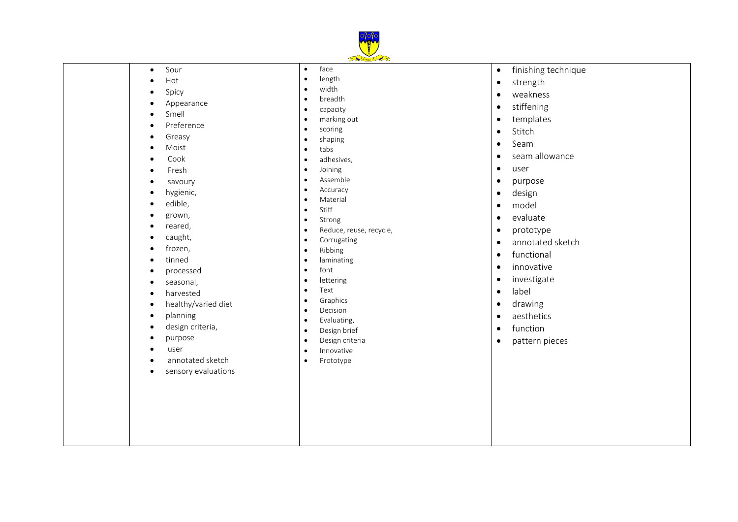| | | | |
|---|---|---|---|
| | • Sour<br>• Hot<br>• Spicy<br>• Appearance<br>• Smell<br>• Preference<br>• Greasy<br>• Moist<br>• Cook<br>• Fresh<br>• savoury<br>• hygienic,<br>• edible,<br>• grown,<br>• reared,<br>• caught,<br>• frozen,<br>• tinned<br>• processed<br>• seasonal,<br>• harvested<br>• healthy/varied diet<br>• planning<br>• design criteria,<br>• purpose<br>• user<br>• annotated sketch<br>• sensory evaluations | • face<br>• length<br>• width<br>• breadth<br>• capacity<br>• marking out<br>• scoring<br>• shaping<br>• tabs<br>• adhesives,<br>• Joining<br>• Assemble<br>• Accuracy<br>• Material<br>• Stiff<br>• Strong<br>• Reduce, reuse, recycle,<br>• Corrugating<br>• Ribbing<br>• laminating<br>• font<br>• lettering<br>• Text<br>• Graphics<br>• Decision<br>• Evaluating,<br>• Design brief<br>• Design criteria<br>• Innovative<br>• Prototype | • finishing technique<br>• strength<br>• weakness<br>• stiffening<br>• templates<br>• Stitch<br>• Seam<br>• seam allowance<br>• user<br>• purpose<br>• design<br>• model<br>• evaluate<br>• prototype<br>• annotated sketch<br>• functional<br>• innovative<br>• investigate<br>• label<br>• drawing<br>• aesthetics<br>• function<br>• pattern pieces |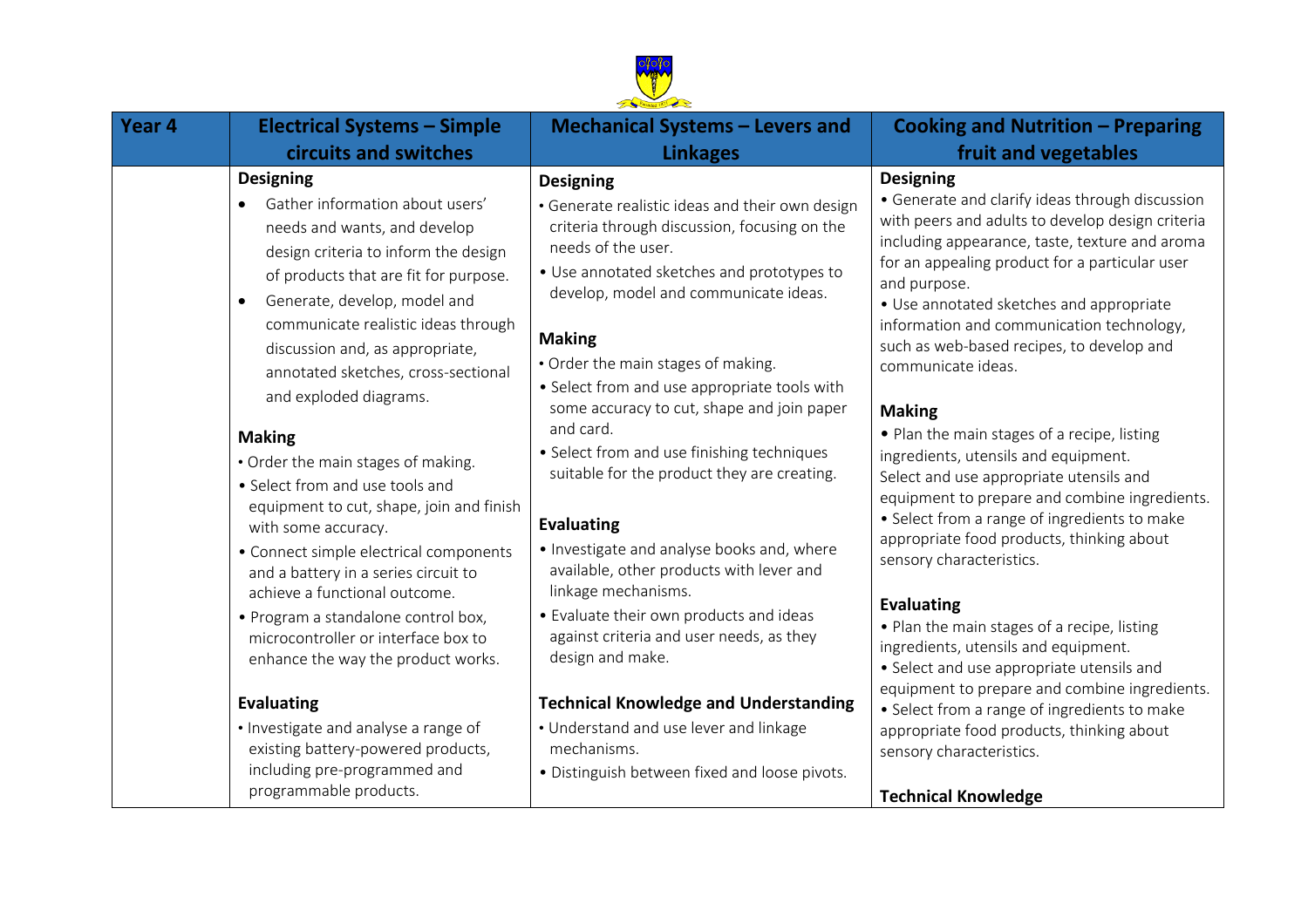| Year 4 | Electrical Systems – Simple circuits and switches | Mechanical Systems – Levers and Linkages | Cooking and Nutrition – Preparing fruit and vegetables |
|---|---|---|---|
| | **Designing**<br>• Gather information about users' needs and wants, and develop design criteria to inform the design of products that are fit for purpose.<br>• Generate, develop, model and communicate realistic ideas through discussion and, as appropriate, annotated sketches, cross-sectional and exploded diagrams.<br><br>**Making**<br>• Order the main stages of making.<br>• Select from and use tools and equipment to cut, shape, join and finish with some accuracy.<br>• Connect simple electrical components and a battery in a series circuit to achieve a functional outcome.<br>• Program a standalone control box, microcontroller or interface box to enhance the way the product works.<br><br>**Evaluating**<br>• Investigate and analyse a range of existing battery-powered products, including pre-programmed and programmable products. | **Designing**<br>• Generate realistic ideas and their own design criteria through discussion, focusing on the needs of the user.<br>• Use annotated sketches and prototypes to develop, model and communicate ideas.<br><br>**Making**<br>• Order the main stages of making.<br>• Select from and use appropriate tools with some accuracy to cut, shape and join paper and card.<br>• Select from and use finishing techniques suitable for the product they are creating.<br><br>**Evaluating**<br>• Investigate and analyse books and, where available, other products with lever and linkage mechanisms.<br>• Evaluate their own products and ideas against criteria and user needs, as they design and make.<br><br>**Technical Knowledge and Understanding**<br>• Understand and use lever and linkage mechanisms.<br>• Distinguish between fixed and loose pivots. | **Designing**<br>• Generate and clarify ideas through discussion with peers and adults to develop design criteria including appearance, taste, texture and aroma for an appealing product for a particular user and purpose.<br>• Use annotated sketches and appropriate information and communication technology, such as web-based recipes, to develop and communicate ideas.<br><br>**Making**<br>• Plan the main stages of a recipe, listing ingredients, utensils and equipment.<br>Select and use appropriate utensils and equipment to prepare and combine ingredients.<br>• Select from a range of ingredients to make appropriate food products, thinking about sensory characteristics.<br><br>**Evaluating**<br>• Plan the main stages of a recipe, listing ingredients, utensils and equipment.<br>• Select and use appropriate utensils and equipment to prepare and combine ingredients.<br>• Select from a range of ingredients to make appropriate food products, thinking about sensory characteristics.<br><br>**Technical Knowledge** |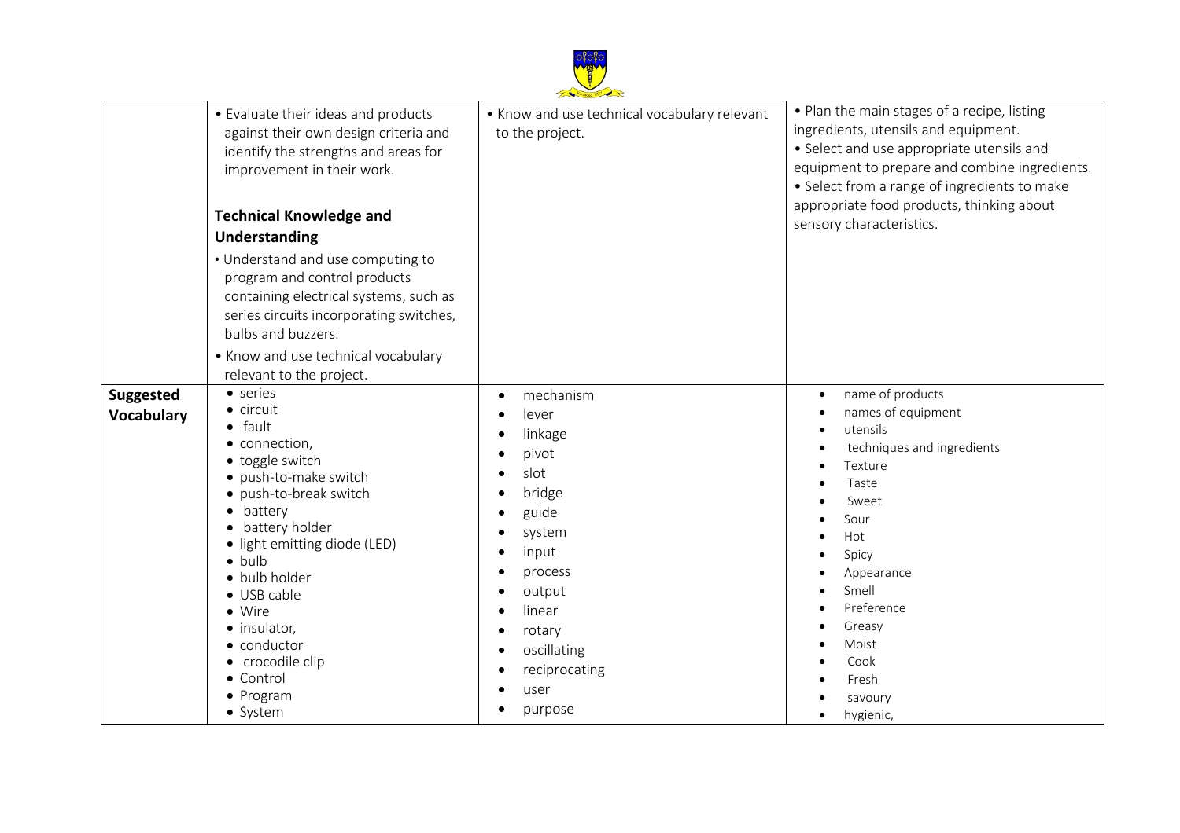| | | | |
|---|---|---|---|
| | • Evaluate their ideas and products against their own design criteria and identify the strengths and areas for improvement in their work.<br><br>**Technical Knowledge and Understanding**<br>• Understand and use computing to program and control products containing electrical systems, such as series circuits incorporating switches, bulbs and buzzers.<br>• Know and use technical vocabulary relevant to the project. | • Know and use technical vocabulary relevant to the project. | • Plan the main stages of a recipe, listing ingredients, utensils and equipment.<br>• Select and use appropriate utensils and equipment to prepare and combine ingredients.<br>• Select from a range of ingredients to make appropriate food products, thinking about sensory characteristics. |
| **Suggested Vocabulary** | • series<br>• circuit<br>• fault<br>• connection,<br>• toggle switch<br>• push-to-make switch<br>• push-to-break switch<br>• battery<br>• battery holder<br>• light emitting diode (LED)<br>• bulb<br>• bulb holder<br>• USB cable<br>• Wire<br>• insulator,<br>• conductor<br>• crocodile clip<br>• Control<br>• Program<br>• System | • mechanism<br>• lever<br>• linkage<br>• pivot<br>• slot<br>• bridge<br>• guide<br>• system<br>• input<br>• process<br>• output<br>• linear<br>• rotary<br>• oscillating<br>• reciprocating<br>• user<br>• purpose | • name of products<br>• names of equipment<br>• utensils<br>• techniques and ingredients<br>• Texture<br>• Taste<br>• Sweet<br>• Sour<br>• Hot<br>• Spicy<br>• Appearance<br>• Smell<br>• Preference<br>• Greasy<br>• Moist<br>• Cook<br>• Fresh<br>• savoury<br>• hygienic, |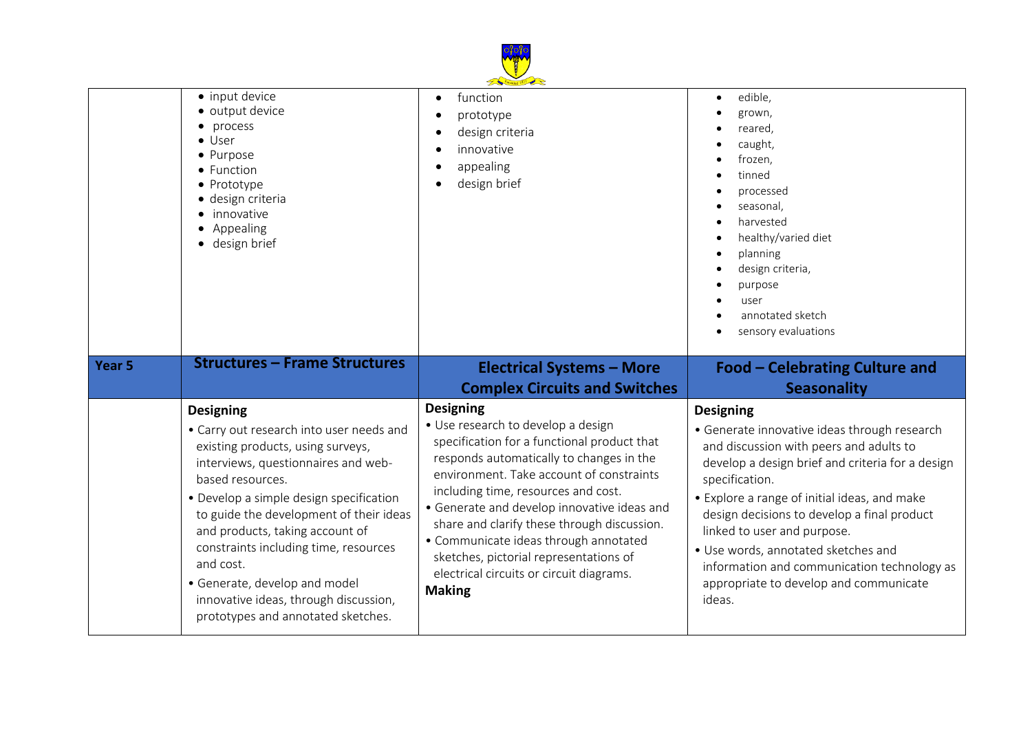| | | | |
|---|---|---|---|
| | • input device<br>• output device<br>• process<br>• User<br>• Purpose<br>• Function<br>• Prototype<br>• design criteria<br>• innovative<br>• Appealing<br>• design brief | • function<br>• prototype<br>• design criteria<br>• innovative<br>• appealing<br>• design brief | • edible,<br>• grown,<br>• reared,<br>• caught,<br>• frozen,<br>• tinned<br>• processed<br>• seasonal,<br>• harvested<br>• healthy/varied diet<br>• planning<br>• design criteria,<br>• purpose<br>• user<br>• annotated sketch<br>• sensory evaluations |
| **Year 5** | **Structures – Frame Structures** | **Electrical Systems – More Complex Circuits and Switches** | **Food – Celebrating Culture and Seasonality** |
| | **Designing**<br>• Carry out research into user needs and existing products, using surveys, interviews, questionnaires and web-based resources.<br>• Develop a simple design specification to guide the development of their ideas and products, taking account of constraints including time, resources and cost.<br>• Generate, develop and model innovative ideas, through discussion, prototypes and annotated sketches. | **Designing**<br>• Use research to develop a design specification for a functional product that responds automatically to changes in the environment. Take account of constraints including time, resources and cost.<br>• Generate and develop innovative ideas and share and clarify these through discussion.<br>• Communicate ideas through annotated sketches, pictorial representations of electrical circuits or circuit diagrams.<br>**Making** | **Designing**<br>• Generate innovative ideas through research and discussion with peers and adults to develop a design brief and criteria for a design specification.<br>• Explore a range of initial ideas, and make design decisions to develop a final product linked to user and purpose.<br>• Use words, annotated sketches and information and communication technology as appropriate to develop and communicate ideas. |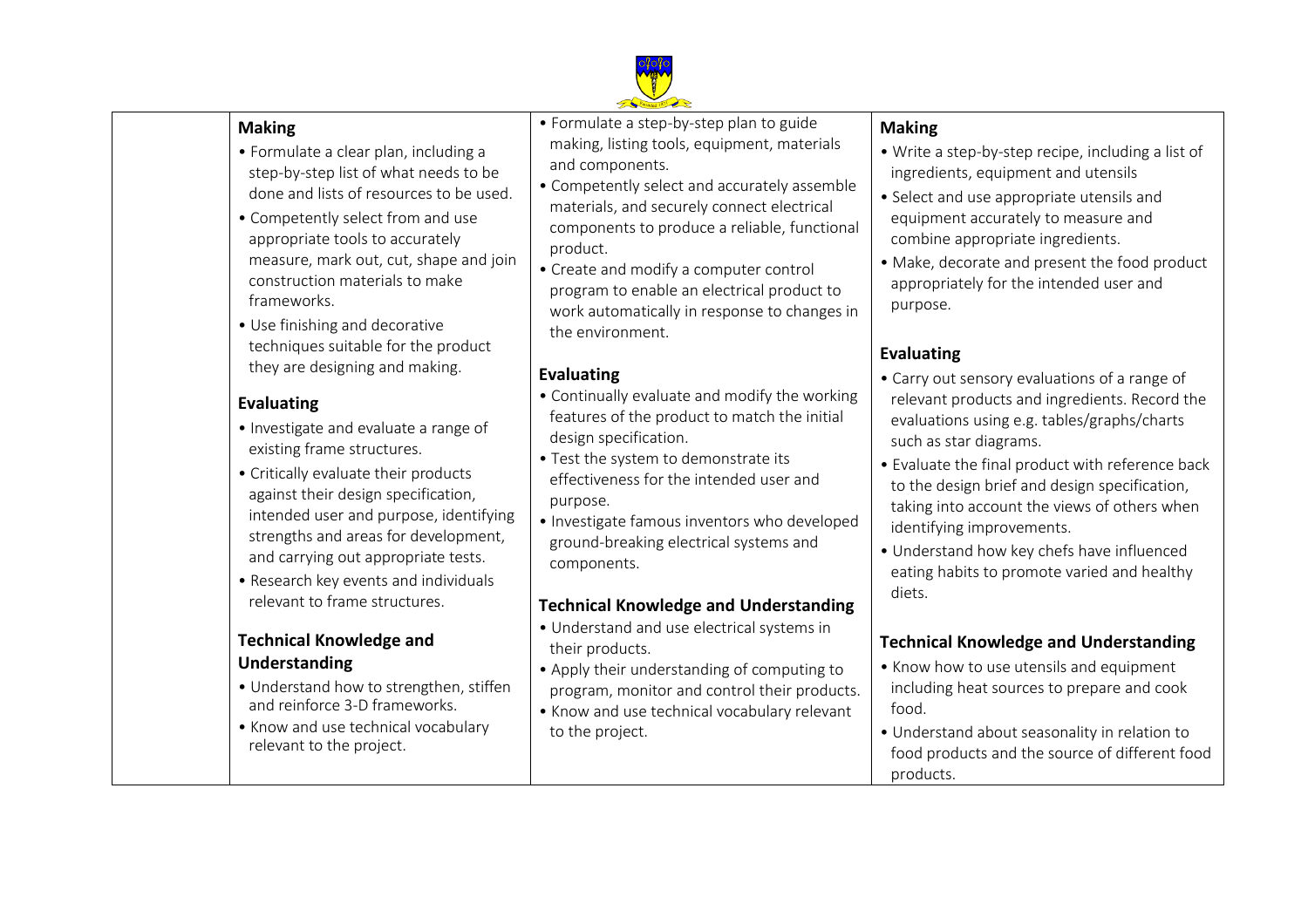| | | | |
|---|---|---|---|
| | **Making**<br>• Formulate a clear plan, including a step-by-step list of what needs to be done and lists of resources to be used.<br>• Competently select from and use appropriate tools to accurately measure, mark out, cut, shape and join construction materials to make frameworks.<br>• Use finishing and decorative techniques suitable for the product they are designing and making.<br><br>**Evaluating**<br>• Investigate and evaluate a range of existing frame structures.<br>• Critically evaluate their products against their design specification, intended user and purpose, identifying strengths and areas for development, and carrying out appropriate tests.<br>• Research key events and individuals relevant to frame structures.<br><br>**Technical Knowledge and Understanding**<br>• Understand how to strengthen, stiffen and reinforce 3-D frameworks.<br>• Know and use technical vocabulary relevant to the project. | • Formulate a step-by-step plan to guide making, listing tools, equipment, materials and components.<br>• Competently select and accurately assemble materials, and securely connect electrical components to produce a reliable, functional product.<br>• Create and modify a computer control program to enable an electrical product to work automatically in response to changes in the environment.<br><br>**Evaluating**<br>• Continually evaluate and modify the working features of the product to match the initial design specification.<br>• Test the system to demonstrate its effectiveness for the intended user and purpose.<br>• Investigate famous inventors who developed ground-breaking electrical systems and components.<br><br>**Technical Knowledge and Understanding**<br>• Understand and use electrical systems in their products.<br>• Apply their understanding of computing to program, monitor and control their products.<br>• Know and use technical vocabulary relevant to the project. | **Making**<br>• Write a step-by-step recipe, including a list of ingredients, equipment and utensils<br>• Select and use appropriate utensils and equipment accurately to measure and combine appropriate ingredients.<br>• Make, decorate and present the food product appropriately for the intended user and purpose.<br><br>**Evaluating**<br>• Carry out sensory evaluations of a range of relevant products and ingredients. Record the evaluations using e.g. tables/graphs/charts such as star diagrams.<br>• Evaluate the final product with reference back to the design brief and design specification, taking into account the views of others when identifying improvements.<br>• Understand how key chefs have influenced eating habits to promote varied and healthy diets.<br><br>**Technical Knowledge and Understanding**<br>• Know how to use utensils and equipment including heat sources to prepare and cook food.<br>• Understand about seasonality in relation to food products and the source of different food products. |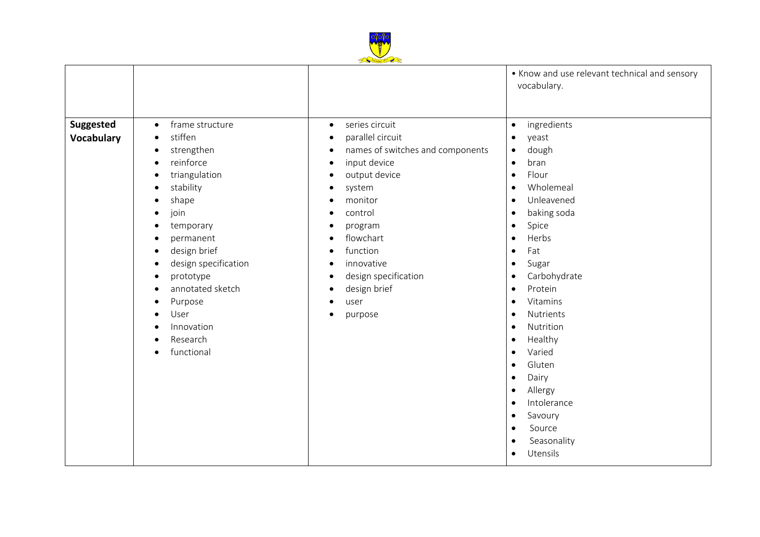| | | | |
|---|---|---|---|
| | | | • Know and use relevant technical and sensory vocabulary. |
| **Suggested Vocabulary** | • frame structure<br>• stiffen<br>• strengthen<br>• reinforce<br>• triangulation<br>• stability<br>• shape<br>• join<br>• temporary<br>• permanent<br>• design brief<br>• design specification<br>• prototype<br>• annotated sketch<br>• Purpose<br>• User<br>• Innovation<br>• Research<br>• functional | • series circuit<br>• parallel circuit<br>• names of switches and components<br>• input device<br>• output device<br>• system<br>• monitor<br>• control<br>• program<br>• flowchart<br>• function<br>• innovative<br>• design specification<br>• design brief<br>• user<br>• purpose | • ingredients<br>• yeast<br>• dough<br>• bran<br>• Flour<br>• Wholemeal<br>• Unleavened<br>• baking soda<br>• Spice<br>• Herbs<br>• Fat<br>• Sugar<br>• Carbohydrate<br>• Protein<br>• Vitamins<br>• Nutrients<br>• Nutrition<br>• Healthy<br>• Varied<br>• Gluten<br>• Dairy<br>• Allergy<br>• Intolerance<br>• Savoury<br>• Source<br>• Seasonality<br>• Utensils |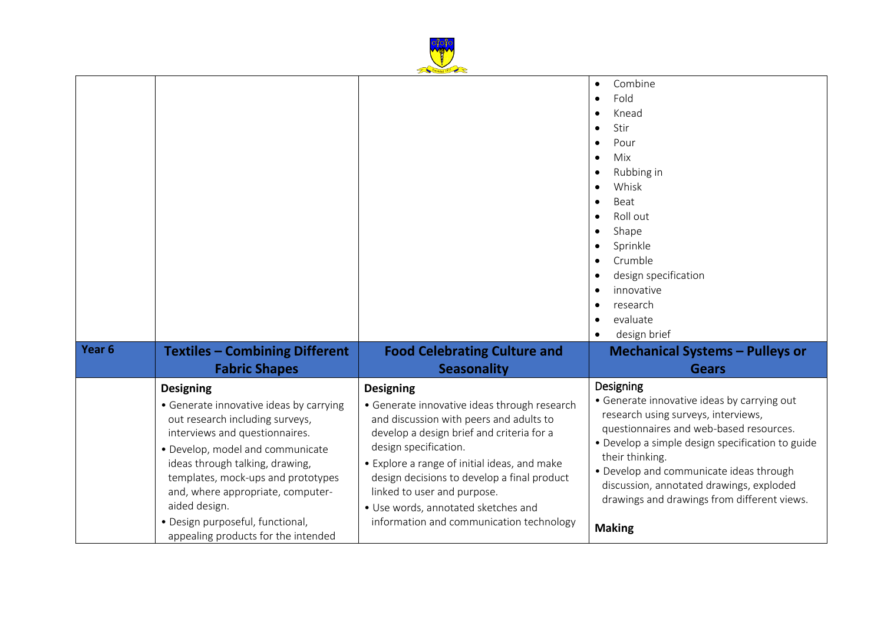| | | | |
|---|---|---|---|
| | | | • Combine<br>• Fold<br>• Knead<br>• Stir<br>• Pour<br>• Mix<br>• Rubbing in<br>• Whisk<br>• Beat<br>• Roll out<br>• Shape<br>• Sprinkle<br>• Crumble<br>• design specification<br>• innovative<br>• research<br>• evaluate<br>• design brief |
| **Year 6** | **Textiles – Combining Different Fabric Shapes** | **Food Celebrating Culture and Seasonality** | **Mechanical Systems – Pulleys or Gears** |
| | **Designing**<br>• Generate innovative ideas by carrying out research including surveys, interviews and questionnaires.<br>• Develop, model and communicate ideas through talking, drawing, templates, mock-ups and prototypes and, where appropriate, computer-aided design.<br>• Design purposeful, functional, appealing products for the intended | **Designing**<br>• Generate innovative ideas through research and discussion with peers and adults to develop a design brief and criteria for a design specification.<br>• Explore a range of initial ideas, and make design decisions to develop a final product linked to user and purpose.<br>• Use words, annotated sketches and information and communication technology | Designing<br>• Generate innovative ideas by carrying out research using surveys, interviews, questionnaires and web-based resources.<br>• Develop a simple design specification to guide their thinking.<br>• Develop and communicate ideas through discussion, annotated drawings, exploded drawings and drawings from different views.<br><br>**Making** |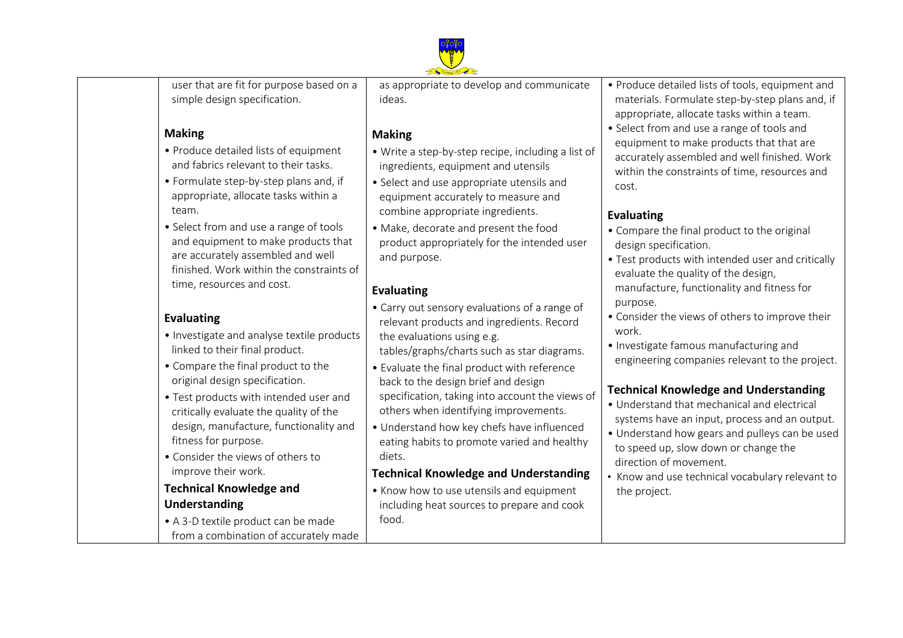| | | | |
|---|---|---|---|
| | user that are fit for purpose based on a simple design specification.<br><br>**Making**<br>• Produce detailed lists of equipment and fabrics relevant to their tasks.<br>• Formulate step-by-step plans and, if appropriate, allocate tasks within a team.<br>• Select from and use a range of tools and equipment to make products that are accurately assembled and well finished. Work within the constraints of time, resources and cost.<br><br>**Evaluating**<br>• Investigate and analyse textile products linked to their final product.<br>• Compare the final product to the original design specification.<br>• Test products with intended user and critically evaluate the quality of the design, manufacture, functionality and fitness for purpose.<br>• Consider the views of others to improve their work.<br>**Technical Knowledge and Understanding**<br>• A 3-D textile product can be made from a combination of accurately made | as appropriate to develop and communicate ideas.<br><br>**Making**<br>• Write a step-by-step recipe, including a list of ingredients, equipment and utensils<br>• Select and use appropriate utensils and equipment accurately to measure and combine appropriate ingredients.<br>• Make, decorate and present the food product appropriately for the intended user and purpose.<br><br>**Evaluating**<br>• Carry out sensory evaluations of a range of relevant products and ingredients. Record the evaluations using e.g. tables/graphs/charts such as star diagrams.<br>• Evaluate the final product with reference back to the design brief and design specification, taking into account the views of others when identifying improvements.<br>• Understand how key chefs have influenced eating habits to promote varied and healthy diets.<br>**Technical Knowledge and Understanding**<br>• Know how to use utensils and equipment including heat sources to prepare and cook food. | • Produce detailed lists of tools, equipment and materials. Formulate step-by-step plans and, if appropriate, allocate tasks within a team.<br>• Select from and use a range of tools and equipment to make products that that are accurately assembled and well finished. Work within the constraints of time, resources and cost.<br><br>**Evaluating**<br>• Compare the final product to the original design specification.<br>• Test products with intended user and critically evaluate the quality of the design, manufacture, functionality and fitness for purpose.<br>• Consider the views of others to improve their work.<br>• Investigate famous manufacturing and engineering companies relevant to the project.<br><br>**Technical Knowledge and Understanding**<br>• Understand that mechanical and electrical systems have an input, process and an output.<br>• Understand how gears and pulleys can be used to speed up, slow down or change the direction of movement.<br>• Know and use technical vocabulary relevant to the project. |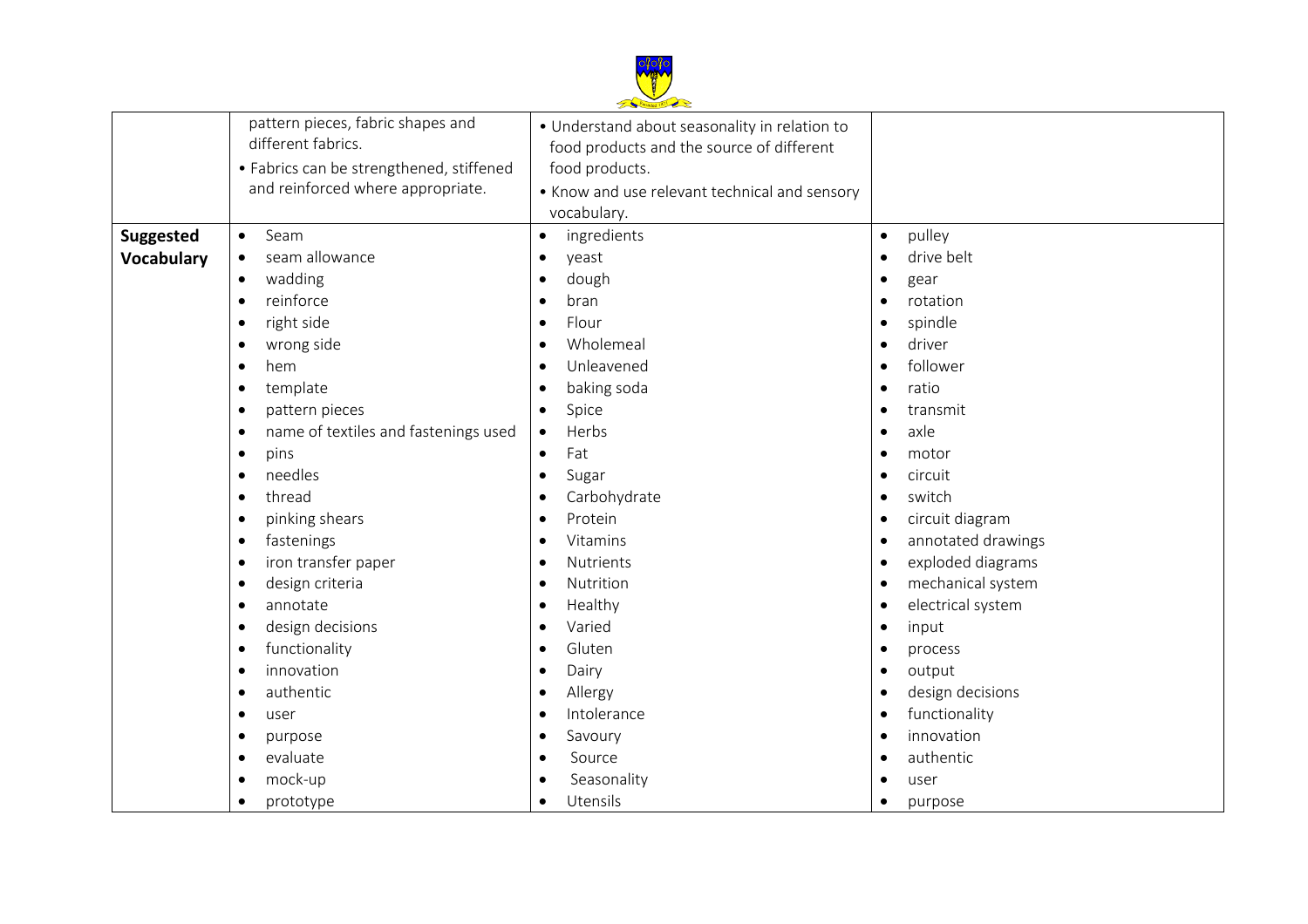| | | | |
|---|---|---|---|
| | pattern pieces, fabric shapes and different fabrics.<br>• Fabrics can be strengthened, stiffened and reinforced where appropriate. | • Understand about seasonality in relation to food products and the source of different food products.<br>• Know and use relevant technical and sensory vocabulary. | |
| **Suggested Vocabulary** | • Seam<br>• seam allowance<br>• wadding<br>• reinforce<br>• right side<br>• wrong side<br>• hem<br>• template<br>• pattern pieces<br>• name of textiles and fastenings used<br>• pins<br>• needles<br>• thread<br>• pinking shears<br>• fastenings<br>• iron transfer paper<br>• design criteria<br>• annotate<br>• design decisions<br>• functionality<br>• innovation<br>• authentic<br>• user<br>• purpose<br>• evaluate<br>• mock-up<br>• prototype | • ingredients<br>• yeast<br>• dough<br>• bran<br>• Flour<br>• Wholemeal<br>• Unleavened<br>• baking soda<br>• Spice<br>• Herbs<br>• Fat<br>• Sugar<br>• Carbohydrate<br>• Protein<br>• Vitamins<br>• Nutrients<br>• Nutrition<br>• Healthy<br>• Varied<br>• Gluten<br>• Dairy<br>• Allergy<br>• Intolerance<br>• Savoury<br>• Source<br>• Seasonality<br>• Utensils | • pulley<br>• drive belt<br>• gear<br>• rotation<br>• spindle<br>• driver<br>• follower<br>• ratio<br>• transmit<br>• axle<br>• motor<br>• circuit<br>• switch<br>• circuit diagram<br>• annotated drawings<br>• exploded diagrams<br>• mechanical system<br>• electrical system<br>• input<br>• process<br>• output<br>• design decisions<br>• functionality<br>• innovation<br>• authentic<br>• user<br>• purpose |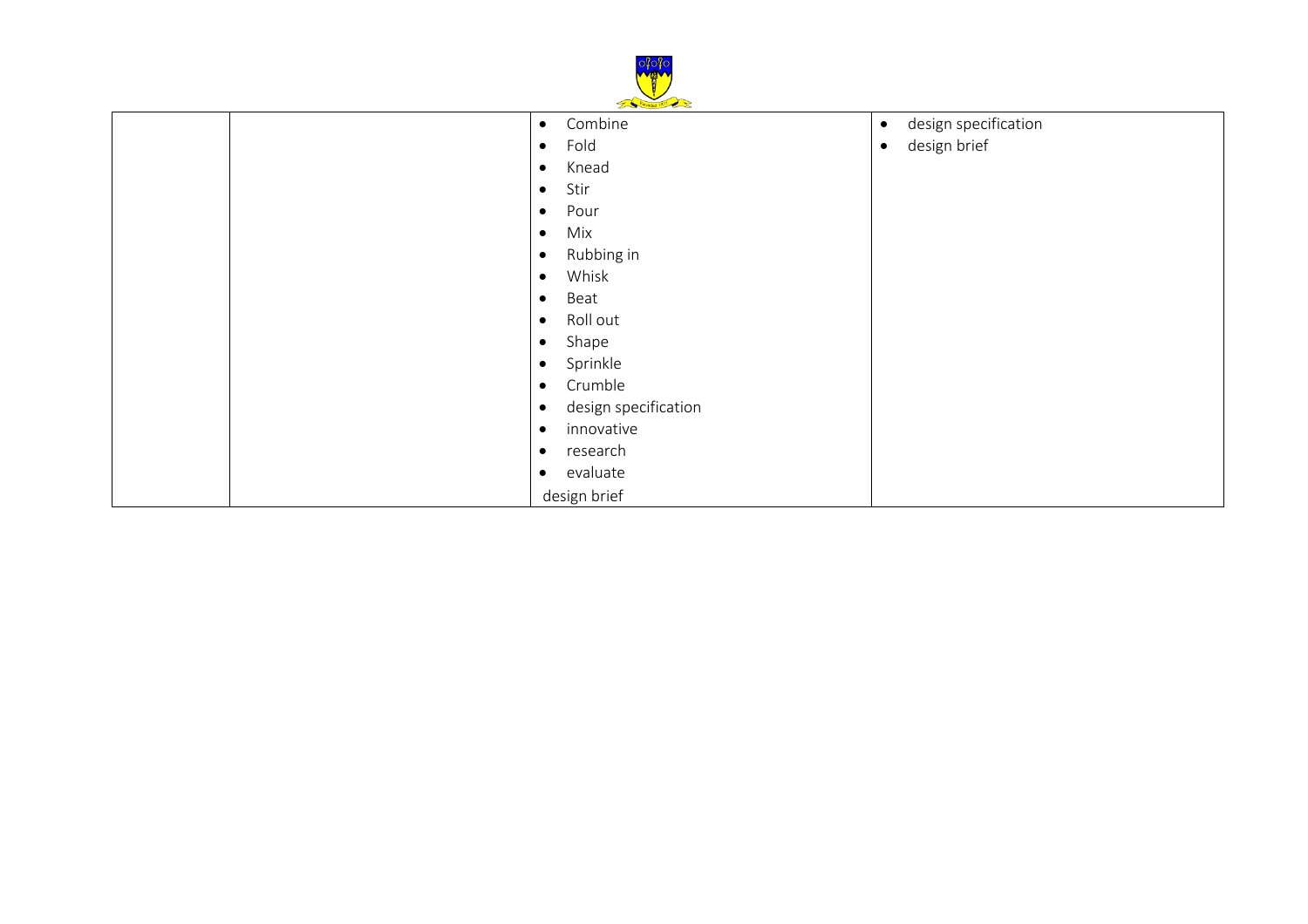| | | | |
|---|---|---|---|
| | | • Combine<br>• Fold<br>• Knead<br>• Stir<br>• Pour<br>• Mix<br>• Rubbing in<br>• Whisk<br>• Beat<br>• Roll out<br>• Shape<br>• Sprinkle<br>• Crumble<br>• design specification<br>• innovative<br>• research<br>• evaluate<br>design brief | • design specification<br>• design brief |